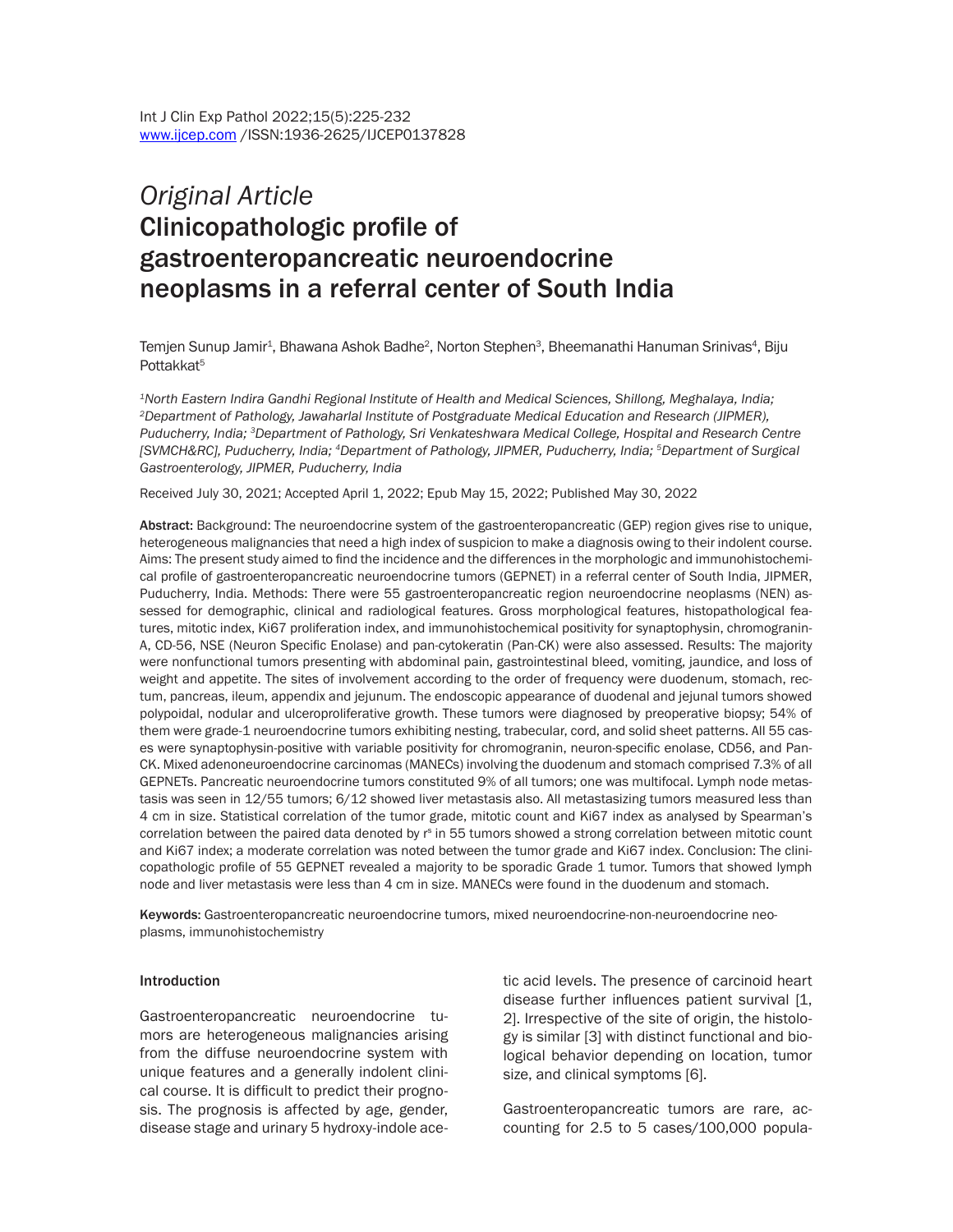*Original Article*

# Clinicopathologic profile of gastroenteropancreatic neuroendocrine neoplasms in a referral center of South India

Temjen Sunup Jamir[1], Bhawana Ashok Badhe[2], Norton Stephen[3], Bheemanathi Hanuman Srinivas[4], Biju Pottakkat[5]

*[1]North Eastern Indira Gandhi Regional Institute of Health and Medical Sciences, Shillong, Meghalaya, India; [2]Department of Pathology, Jawaharlal Institute of Postgraduate Medical Education and Research (JIPMER), Puducherry, India; [3]Department of Pathology, Sri Venkateshwara Medical College, Hospital and Research Centre [SVMCH&RC], Puducherry, India; [4]Department of Pathology, JIPMER, Puducherry, India; [5]Department of Surgical Gastroenterology, JIPMER, Puducherry, India*

Received July 30, 2021; Accepted April 1, 2022; Epub May 15, 2022; Published May 30, 2022

**Abstract:** Background: The neuroendocrine system of the gastroenteropancreatic (GEP) region gives rise to unique, heterogeneous malignancies that need a high index of suspicion to make a diagnosis owing to their indolent course. Aims: The present study aimed to find the incidence and the differences in the morphologic and immunohistochemical profile of gastroenteropancreatic neuroendocrine tumors (GEPNET) in a referral center of South India, JIPMER, Puducherry, India. Methods: There were 55 gastroenteropancreatic region neuroendocrine neoplasms (NEN) assessed for demographic, clinical and radiological features. Gross morphological features, histopathological features, mitotic index, Ki67 proliferation index, and immunohistochemical positivity for synaptophysin, chromogranin-A, CD-56, NSE (Neuron Specific Enolase) and pan-cytokeratin (Pan-CK) were also assessed. Results: The majority were nonfunctional tumors presenting with abdominal pain, gastrointestinal bleed, vomiting, jaundice, and loss of weight and appetite. The sites of involvement according to the order of frequency were duodenum, stomach, rectum, pancreas, ileum, appendix and jejunum. The endoscopic appearance of duodenal and jejunal tumors showed polypoidal, nodular and ulceroproliferative growth. These tumors were diagnosed by preoperative biopsy; 54% of them were grade-1 neuroendocrine tumors exhibiting nesting, trabecular, cord, and solid sheet patterns. All 55 cases were synaptophysin-positive with variable positivity for chromogranin, neuron-specific enolase, CD56, and Pan-CK. Mixed adenoneuroendocrine carcinomas (MANECs) involving the duodenum and stomach comprised 7.3% of all GEPNETs. Pancreatic neuroendocrine tumors constituted 9% of all tumors; one was multifocal. Lymph node metastasis was seen in 12/55 tumors; 6/12 showed liver metastasis also. All metastasizing tumors measured less than 4 cm in size. Statistical correlation of the tumor grade, mitotic count and Ki67 index as analysed by Spearman's correlation between the paired data denoted by $r^s$ in 55 tumors showed a strong correlation between mitotic count and Ki67 index; a moderate correlation was noted between the tumor grade and Ki67 index. Conclusion: The clinicopathologic profile of 55 GEPNET revealed a majority to be sporadic Grade 1 tumor. Tumors that showed lymph node and liver metastasis were less than 4 cm in size. MANECs were found in the duodenum and stomach.

**Keywords:** Gastroenteropancreatic neuroendocrine tumors, mixed neuroendocrine-non-neuroendocrine neoplasms, immunohistochemistry

## Introduction

Gastroenteropancreatic neuroendocrine tumors are heterogeneous malignancies arising from the diffuse neuroendocrine system with unique features and a generally indolent clinical course. It is difficult to predict their prognosis. The prognosis is affected by age, gender, disease stage and urinary 5 hydroxy-indole acetic acid levels. The presence of carcinoid heart disease further influences patient survival [1, 2]. Irrespective of the site of origin, the histology is similar [3] with distinct functional and biological behavior depending on location, tumor size, and clinical symptoms [6].

Gastroenteropancreatic tumors are rare, accounting for 2.5 to 5 cases/100,000 popula-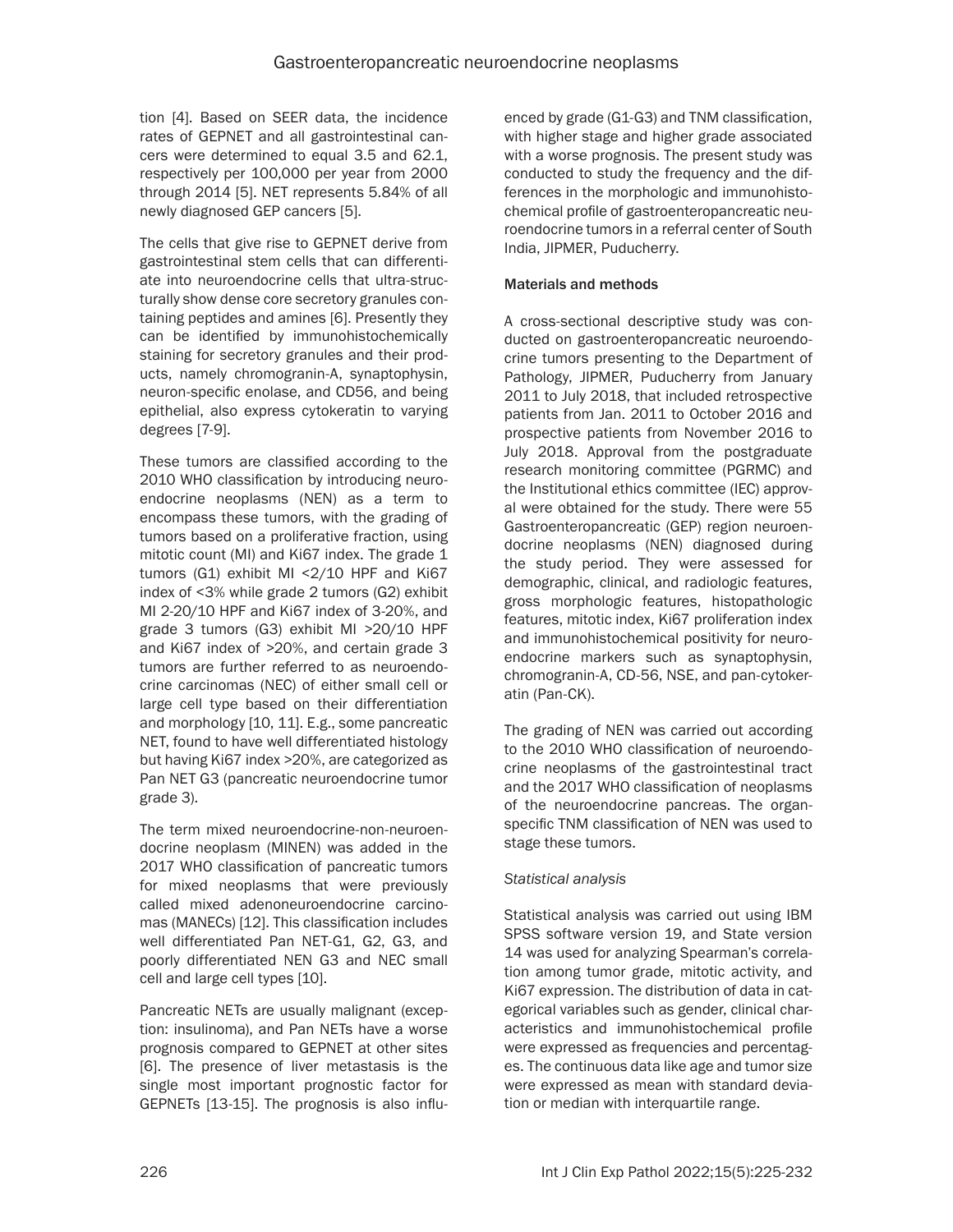tion [4]. Based on SEER data, the incidence rates of GEPNET and all gastrointestinal cancers were determined to equal 3.5 and 62.1, respectively per 100,000 per year from 2000 through 2014 [5]. NET represents 5.84% of all newly diagnosed GEP cancers [5].

The cells that give rise to GEPNET derive from gastrointestinal stem cells that can differentiate into neuroendocrine cells that ultra-structurally show dense core secretory granules containing peptides and amines [6]. Presently they can be identified by immunohistochemically staining for secretory granules and their products, namely chromogranin-A, synaptophysin, neuron-specific enolase, and CD56, and being epithelial, also express cytokeratin to varying degrees [7-9].

These tumors are classified according to the 2010 WHO classification by introducing neuroendocrine neoplasms (NEN) as a term to encompass these tumors, with the grading of tumors based on a proliferative fraction, using mitotic count (MI) and Ki67 index. The grade 1 tumors (G1) exhibit MI <2/10 HPF and Ki67 index of <3% while grade 2 tumors (G2) exhibit MI 2-20/10 HPF and Ki67 index of 3-20%, and grade 3 tumors (G3) exhibit MI >20/10 HPF and Ki67 index of >20%, and certain grade 3 tumors are further referred to as neuroendocrine carcinomas (NEC) of either small cell or large cell type based on their differentiation and morphology [10, 11]. E.g., some pancreatic NET, found to have well differentiated histology but having Ki67 index >20%, are categorized as Pan NET G3 (pancreatic neuroendocrine tumor grade 3).

The term mixed neuroendocrine-non-neuroendocrine neoplasm (MINEN) was added in the 2017 WHO classification of pancreatic tumors for mixed neoplasms that were previously called mixed adenoneuroendocrine carcinomas (MANECs) [12]. This classification includes well differentiated Pan NET-G1, G2, G3, and poorly differentiated NEN G3 and NEC small cell and large cell types [10].

Pancreatic NETs are usually malignant (exception: insulinoma), and Pan NETs have a worse prognosis compared to GEPNET at other sites [6]. The presence of liver metastasis is the single most important prognostic factor for GEPNETs [13-15]. The prognosis is also influenced by grade (G1-G3) and TNM classification, with higher stage and higher grade associated with a worse prognosis. The present study was conducted to study the frequency and the differences in the morphologic and immunohistochemical profile of gastroenteropancreatic neuroendocrine tumors in a referral center of South India, JIPMER, Puducherry.

## Materials and methods

A cross-sectional descriptive study was conducted on gastroenteropancreatic neuroendocrine tumors presenting to the Department of Pathology, JIPMER, Puducherry from January 2011 to July 2018, that included retrospective patients from Jan. 2011 to October 2016 and prospective patients from November 2016 to July 2018. Approval from the postgraduate research monitoring committee (PGRMC) and the Institutional ethics committee (IEC) approval were obtained for the study. There were 55 Gastroenteropancreatic (GEP) region neuroendocrine neoplasms (NEN) diagnosed during the study period. They were assessed for demographic, clinical, and radiologic features, gross morphologic features, histopathologic features, mitotic index, Ki67 proliferation index and immunohistochemical positivity for neuroendocrine markers such as synaptophysin, chromogranin-A, CD-56, NSE, and pan-cytokeratin (Pan-CK).

The grading of NEN was carried out according to the 2010 WHO classification of neuroendocrine neoplasms of the gastrointestinal tract and the 2017 WHO classification of neoplasms of the neuroendocrine pancreas. The organ-specific TNM classification of NEN was used to stage these tumors.

### *Statistical analysis*

Statistical analysis was carried out using IBM SPSS software version 19, and State version 14 was used for analyzing Spearman's correlation among tumor grade, mitotic activity, and Ki67 expression. The distribution of data in categorical variables such as gender, clinical characteristics and immunohistochemical profile were expressed as frequencies and percentages. The continuous data like age and tumor size were expressed as mean with standard deviation or median with interquartile range.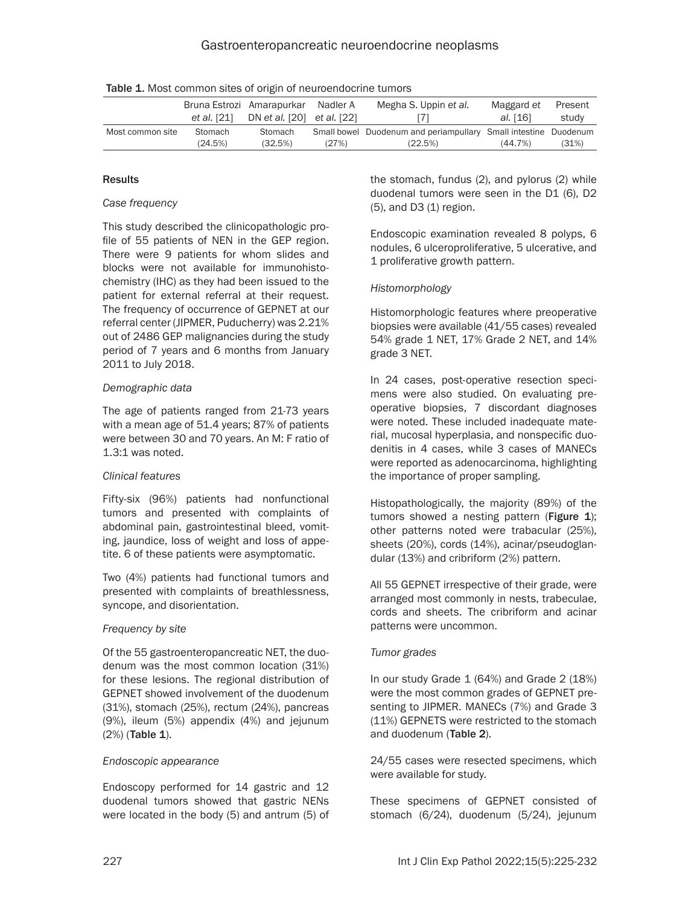**Table 1.** Most common sites of origin of neuroendocrine tumors

| | Bruna Estrozi *et al.* [21] | Amarapurkar DN *et al.* [20] | Nadler A *et al.* [22] | Megha S. Uppin *et al.* [7] | Maggard *et al.* [16] | Present study |
|---|---|---|---|---|---|---|
| Most common site | Stomach (24.5%) | Stomach (32.5%) | Small bowel (27%) | Duodenum and periampullary (22.5%) | Small intestine (44.7%) | Duodenum (31%) |

## Results

### *Case frequency*

This study described the clinicopathologic profile of 55 patients of NEN in the GEP region. There were 9 patients for whom slides and blocks were not available for immunohistochemistry (IHC) as they had been issued to the patient for external referral at their request. The frequency of occurrence of GEPNET at our referral center (JIPMER, Puducherry) was 2.21% out of 2486 GEP malignancies during the study period of 7 years and 6 months from January 2011 to July 2018.

### *Demographic data*

The age of patients ranged from 21-73 years with a mean age of 51.4 years; 87% of patients were between 30 and 70 years. An M: F ratio of 1.3:1 was noted.

### *Clinical features*

Fifty-six (96%) patients had nonfunctional tumors and presented with complaints of abdominal pain, gastrointestinal bleed, vomiting, jaundice, loss of weight and loss of appetite. 6 of these patients were asymptomatic.

Two (4%) patients had functional tumors and presented with complaints of breathlessness, syncope, and disorientation.

### *Frequency by site*

Of the 55 gastroenteropancreatic NET, the duodenum was the most common location (31%) for these lesions. The regional distribution of GEPNET showed involvement of the duodenum (31%), stomach (25%), rectum (24%), pancreas (9%), ileum (5%) appendix (4%) and jejunum (2%) (**Table 1**).

### *Endoscopic appearance*

Endoscopy performed for 14 gastric and 12 duodenal tumors showed that gastric NENs were located in the body (5) and antrum (5) of the stomach, fundus (2), and pylorus (2) while duodenal tumors were seen in the D1 (6), D2 (5), and D3 (1) region.

Endoscopic examination revealed 8 polyps, 6 nodules, 6 ulceroproliferative, 5 ulcerative, and 1 proliferative growth pattern.

### *Histomorphology*

Histomorphologic features where preoperative biopsies were available (41/55 cases) revealed 54% grade 1 NET, 17% Grade 2 NET, and 14% grade 3 NET.

In 24 cases, post-operative resection specimens were also studied. On evaluating preoperative biopsies, 7 discordant diagnoses were noted. These included inadequate material, mucosal hyperplasia, and nonspecific duodenitis in 4 cases, while 3 cases of MANECs were reported as adenocarcinoma, highlighting the importance of proper sampling.

Histopathologically, the majority (89%) of the tumors showed a nesting pattern (**Figure 1**); other patterns noted were trabacular (25%), sheets (20%), cords (14%), acinar/pseudoglandular (13%) and cribriform (2%) pattern.

All 55 GEPNET irrespective of their grade, were arranged most commonly in nests, trabeculae, cords and sheets. The cribriform and acinar patterns were uncommon.

### *Tumor grades*

In our study Grade 1 (64%) and Grade 2 (18%) were the most common grades of GEPNET presenting to JIPMER. MANECs (7%) and Grade 3 (11%) GEPNETS were restricted to the stomach and duodenum (**Table 2**).

24/55 cases were resected specimens, which were available for study.

These specimens of GEPNET consisted of stomach (6/24), duodenum (5/24), jejunum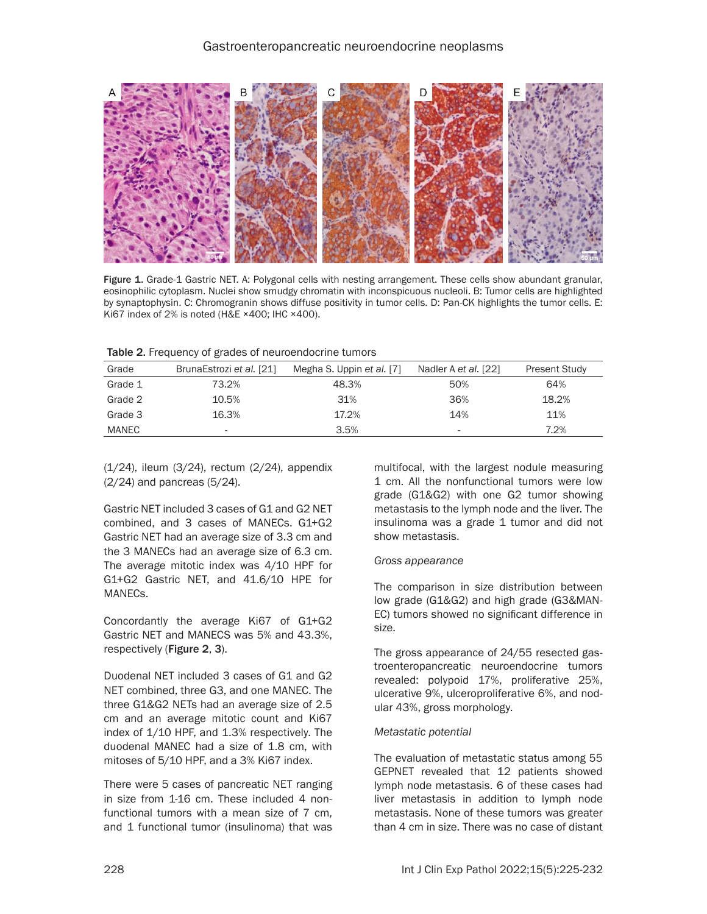Figure 1. Grade-1 Gastric NET. A: Polygonal cells with nesting arrangement. These cells show abundant granular, eosinophilic cytoplasm. Nuclei show smudgy chromatin with inconspicuous nucleoli. B: Tumor cells are highlighted by synaptophysin. C: Chromogranin shows diffuse positivity in tumor cells. D: Pan-CK highlights the tumor cells. E: Ki67 index of 2% is noted (H&E ×400; IHC ×400).

Table 2. Frequency of grades of neuroendocrine tumors

| Grade | BrunaEstrozi *et al.* [21] | Megha S. Uppin *et al.* [7] | Nadler A *et al.* [22] | Present Study |
|---|---|---|---|---|
| Grade 1 | 73.2% | 48.3% | 50% | 64% |
| Grade 2 | 10.5% | 31% | 36% | 18.2% |
| Grade 3 | 16.3% | 17.2% | 14% | 11% |
| MANEC | - | 3.5% | - | 7.2% |

(1/24), ileum (3/24), rectum (2/24), appendix (2/24) and pancreas (5/24).

Gastric NET included 3 cases of G1 and G2 NET combined, and 3 cases of MANECs. G1+G2 Gastric NET had an average size of 3.3 cm and the 3 MANECs had an average size of 6.3 cm. The average mitotic index was 4/10 HPF for G1+G2 Gastric NET, and 41.6/10 HPE for MANECs.

Concordantly the average Ki67 of G1+G2 Gastric NET and MANECS was 5% and 43.3%, respectively (**Figure 2**, **3**).

Duodenal NET included 3 cases of G1 and G2 NET combined, three G3, and one MANEC. The three G1&G2 NETs had an average size of 2.5 cm and an average mitotic count and Ki67 index of 1/10 HPF, and 1.3% respectively. The duodenal MANEC had a size of 1.8 cm, with mitoses of 5/10 HPF, and a 3% Ki67 index.

There were 5 cases of pancreatic NET ranging in size from 1-16 cm. These included 4 nonfunctional tumors with a mean size of 7 cm, and 1 functional tumor (insulinoma) that was multifocal, with the largest nodule measuring 1 cm. All the nonfunctional tumors were low grade (G1&G2) with one G2 tumor showing metastasis to the lymph node and the liver. The insulinoma was a grade 1 tumor and did not show metastasis.

*Gross appearance*

The comparison in size distribution between low grade (G1&G2) and high grade (G3&MANEC) tumors showed no significant difference in size.

The gross appearance of 24/55 resected gastroenteropancreatic neuroendocrine tumors revealed: polypoid 17%, proliferative 25%, ulcerative 9%, ulceroproliferative 6%, and nodular 43%, gross morphology.

*Metastatic potential*

The evaluation of metastatic status among 55 GEPNET revealed that 12 patients showed lymph node metastasis. 6 of these cases had liver metastasis in addition to lymph node metastasis. None of these tumors was greater than 4 cm in size. There was no case of distant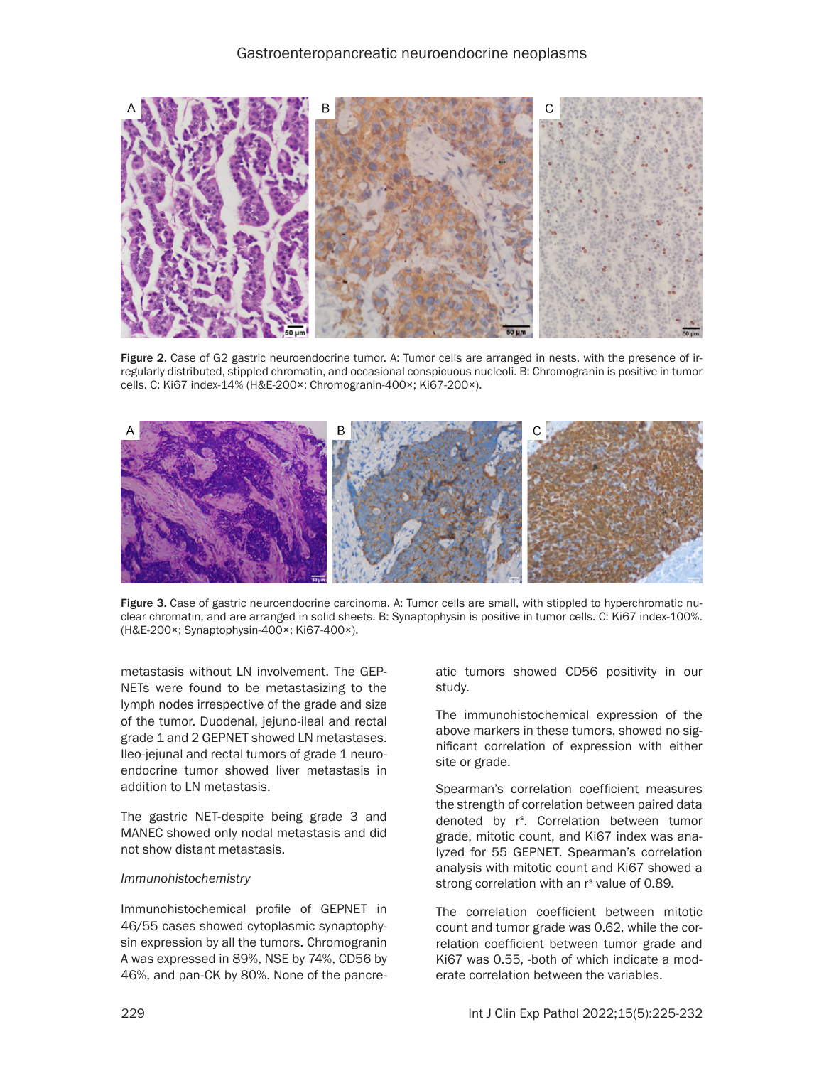Figure 2. Case of G2 gastric neuroendocrine tumor. A: Tumor cells are arranged in nests, with the presence of irregularly distributed, stippled chromatin, and occasional conspicuous nucleoli. B: Chromogranin is positive in tumor cells. C: Ki67 index-14% (H&E-200×; Chromogranin-400×; Ki67-200×).

Figure 3. Case of gastric neuroendocrine carcinoma. A: Tumor cells are small, with stippled to hyperchromatic nuclear chromatin, and are arranged in solid sheets. B: Synaptophysin is positive in tumor cells. C: Ki67 index-100%. (H&E-200×; Synaptophysin-400×; Ki67-400×).

metastasis without LN involvement. The GEP-NETs were found to be metastasizing to the lymph nodes irrespective of the grade and size of the tumor. Duodenal, jejuno-ileal and rectal grade 1 and 2 GEPNET showed LN metastases. Ileo-jejunal and rectal tumors of grade 1 neuroendocrine tumor showed liver metastasis in addition to LN metastasis.

The gastric NET-despite being grade 3 and MANEC showed only nodal metastasis and did not show distant metastasis.

*Immunohistochemistry*

Immunohistochemical profile of GEPNET in 46/55 cases showed cytoplasmic synaptophysin expression by all the tumors. Chromogranin A was expressed in 89%, NSE by 74%, CD56 by 46%, and pan-CK by 80%. None of the pancreatic tumors showed CD56 positivity in our study.

The immunohistochemical expression of the above markers in these tumors, showed no significant correlation of expression with either site or grade.

Spearman's correlation coefficient measures the strength of correlation between paired data denoted by $r^s$. Correlation between tumor grade, mitotic count, and Ki67 index was analyzed for 55 GEPNET. Spearman's correlation analysis with mitotic count and Ki67 showed a strong correlation with an $r^s$ value of 0.89.

The correlation coefficient between mitotic count and tumor grade was 0.62, while the correlation coefficient between tumor grade and Ki67 was 0.55, -both of which indicate a moderate correlation between the variables.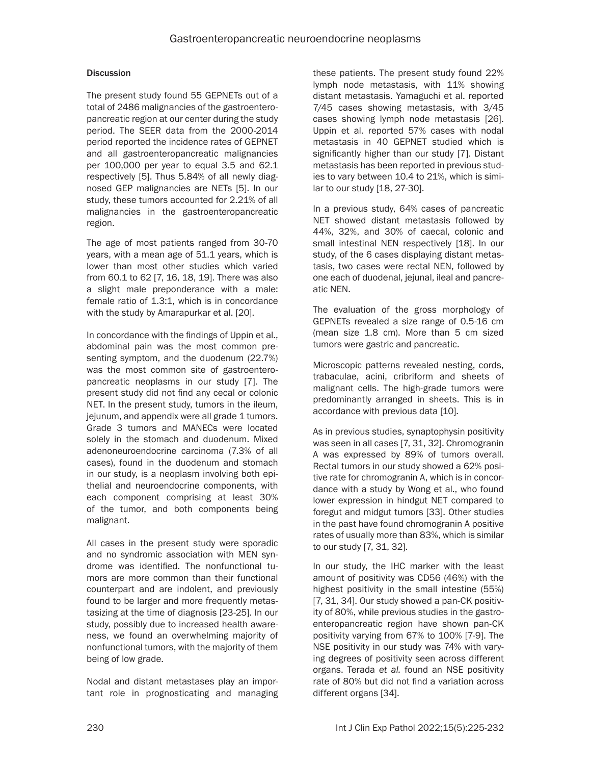## Discussion

The present study found 55 GEPNETs out of a total of 2486 malignancies of the gastroenteropancreatic region at our center during the study period. The SEER data from the 2000-2014 period reported the incidence rates of GEPNET and all gastroenteropancreatic malignancies per 100,000 per year to equal 3.5 and 62.1 respectively [5]. Thus 5.84% of all newly diagnosed GEP malignancies are NETs [5]. In our study, these tumors accounted for 2.21% of all malignancies in the gastroenteropancreatic region.

The age of most patients ranged from 30-70 years, with a mean age of 51.1 years, which is lower than most other studies which varied from 60.1 to 62 [7, 16, 18, 19]. There was also a slight male preponderance with a male: female ratio of 1.3:1, which is in concordance with the study by Amarapurkar et al. [20].

In concordance with the findings of Uppin et al., abdominal pain was the most common presenting symptom, and the duodenum (22.7%) was the most common site of gastroenteropancreatic neoplasms in our study [7]. The present study did not find any cecal or colonic NET. In the present study, tumors in the ileum, jejunum, and appendix were all grade 1 tumors. Grade 3 tumors and MANECs were located solely in the stomach and duodenum. Mixed adenoneuroendocrine carcinoma (7.3% of all cases), found in the duodenum and stomach in our study, is a neoplasm involving both epithelial and neuroendocrine components, with each component comprising at least 30% of the tumor, and both components being malignant.

All cases in the present study were sporadic and no syndromic association with MEN syndrome was identified. The nonfunctional tumors are more common than their functional counterpart and are indolent, and previously found to be larger and more frequently metastasizing at the time of diagnosis [23-25]. In our study, possibly due to increased health awareness, we found an overwhelming majority of nonfunctional tumors, with the majority of them being of low grade.

Nodal and distant metastases play an important role in prognosticating and managing these patients. The present study found 22% lymph node metastasis, with 11% showing distant metastasis. Yamaguchi et al. reported 7/45 cases showing metastasis, with 3/45 cases showing lymph node metastasis [26]. Uppin et al. reported 57% cases with nodal metastasis in 40 GEPNET studied which is significantly higher than our study [7]. Distant metastasis has been reported in previous studies to vary between 10.4 to 21%, which is similar to our study [18, 27-30].

In a previous study, 64% cases of pancreatic NET showed distant metastasis followed by 44%, 32%, and 30% of caecal, colonic and small intestinal NEN respectively [18]. In our study, of the 6 cases displaying distant metastasis, two cases were rectal NEN, followed by one each of duodenal, jejunal, ileal and pancreatic NEN.

The evaluation of the gross morphology of GEPNETs revealed a size range of 0.5-16 cm (mean size 1.8 cm). More than 5 cm sized tumors were gastric and pancreatic.

Microscopic patterns revealed nesting, cords, trabaculae, acini, cribriform and sheets of malignant cells. The high-grade tumors were predominantly arranged in sheets. This is in accordance with previous data [10].

As in previous studies, synaptophysin positivity was seen in all cases [7, 31, 32]. Chromogranin A was expressed by 89% of tumors overall. Rectal tumors in our study showed a 62% positive rate for chromogranin A, which is in concordance with a study by Wong et al., who found lower expression in hindgut NET compared to foregut and midgut tumors [33]. Other studies in the past have found chromogranin A positive rates of usually more than 83%, which is similar to our study [7, 31, 32].

In our study, the IHC marker with the least amount of positivity was CD56 (46%) with the highest positivity in the small intestine (55%) [7, 31, 34]. Our study showed a pan-CK positivity of 80%, while previous studies in the gastroenteropancreatic region have shown pan-CK positivity varying from 67% to 100% [7-9]. The NSE positivity in our study was 74% with varying degrees of positivity seen across different organs. Terada *et al.* found an NSE positivity rate of 80% but did not find a variation across different organs [34].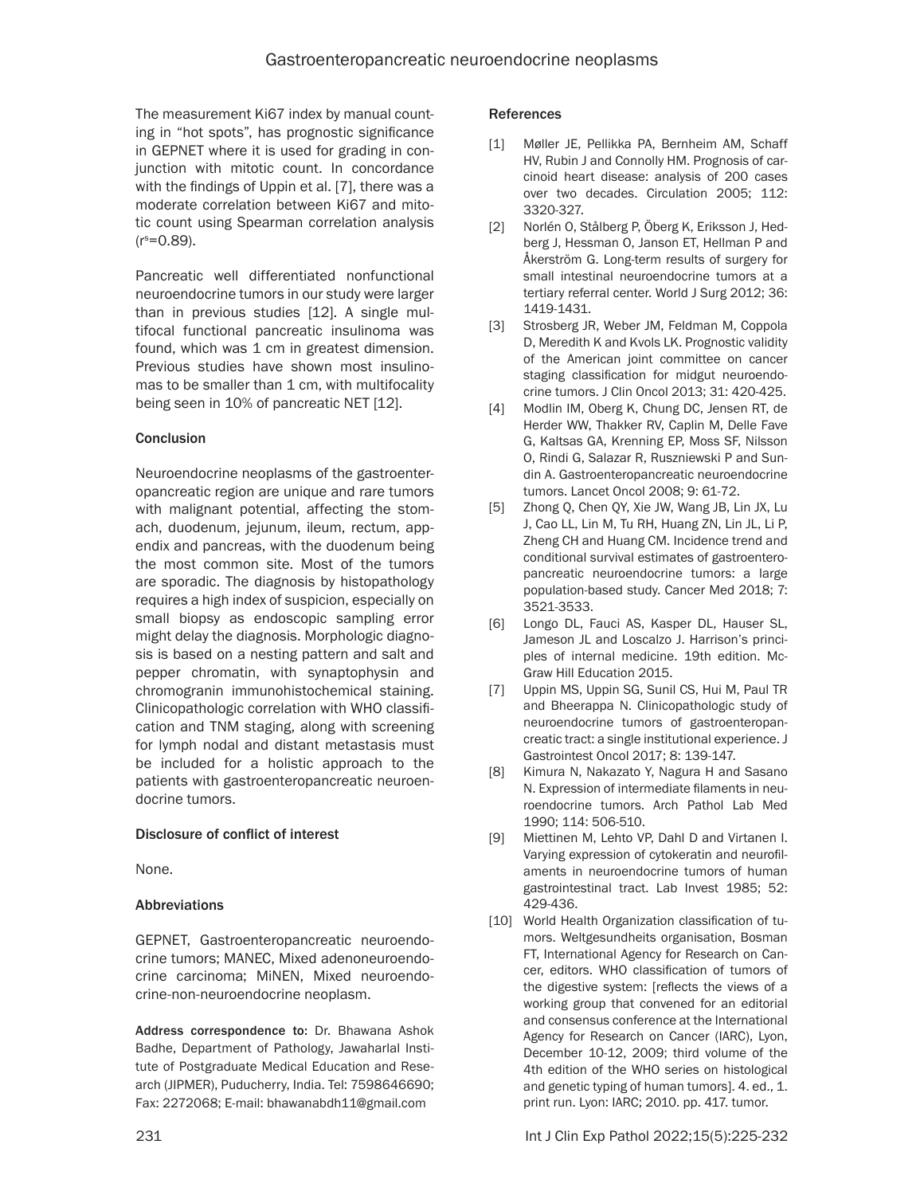The measurement Ki67 index by manual counting in "hot spots", has prognostic significance in GEPNET where it is used for grading in conjunction with mitotic count. In concordance with the findings of Uppin et al. [7], there was a moderate correlation between Ki67 and mitotic count using Spearman correlation analysis ($r^s$=0.89).

Pancreatic well differentiated nonfunctional neuroendocrine tumors in our study were larger than in previous studies [12]. A single multifocal functional pancreatic insulinoma was found, which was 1 cm in greatest dimension. Previous studies have shown most insulinomas to be smaller than 1 cm, with multifocality being seen in 10% of pancreatic NET [12].

## Conclusion

Neuroendocrine neoplasms of the gastroenteropancreatic region are unique and rare tumors with malignant potential, affecting the stomach, duodenum, jejunum, ileum, rectum, appendix and pancreas, with the duodenum being the most common site. Most of the tumors are sporadic. The diagnosis by histopathology requires a high index of suspicion, especially on small biopsy as endoscopic sampling error might delay the diagnosis. Morphologic diagnosis is based on a nesting pattern and salt and pepper chromatin, with synaptophysin and chromogranin immunohistochemical staining. Clinicopathologic correlation with WHO classification and TNM staging, along with screening for lymph nodal and distant metastasis must be included for a holistic approach to the patients with gastroenteropancreatic neuroendocrine tumors.

## Disclosure of conflict of interest

None.

## Abbreviations

GEPNET, Gastroenteropancreatic neuroendocrine tumors; MANEC, Mixed adenoneuroendocrine carcinoma; MiNEN, Mixed neuroendocrine-non-neuroendocrine neoplasm.

**Address correspondence to:** Dr. Bhawana Ashok Badhe, Department of Pathology, Jawaharlal Institute of Postgraduate Medical Education and Research (JIPMER), Puducherry, India. Tel: 7598646690; Fax: 2272068; E-mail: bhawanabdh11@gmail.com

## References

[1] Møller JE, Pellikka PA, Bernheim AM, Schaff HV, Rubin J and Connolly HM. Prognosis of carcinoid heart disease: analysis of 200 cases over two decades. Circulation 2005; 112: 3320-327.

[2] Norlén O, Stålberg P, Öberg K, Eriksson J, Hedberg J, Hessman O, Janson ET, Hellman P and Åkerström G. Long-term results of surgery for small intestinal neuroendocrine tumors at a tertiary referral center. World J Surg 2012; 36: 1419-1431.

[3] Strosberg JR, Weber JM, Feldman M, Coppola D, Meredith K and Kvols LK. Prognostic validity of the American joint committee on cancer staging classification for midgut neuroendocrine tumors. J Clin Oncol 2013; 31: 420-425.

[4] Modlin IM, Oberg K, Chung DC, Jensen RT, de Herder WW, Thakker RV, Caplin M, Delle Fave G, Kaltsas GA, Krenning EP, Moss SF, Nilsson O, Rindi G, Salazar R, Ruszniewski P and Sundin A. Gastroenteropancreatic neuroendocrine tumors. Lancet Oncol 2008; 9: 61-72.

[5] Zhong Q, Chen QY, Xie JW, Wang JB, Lin JX, Lu J, Cao LL, Lin M, Tu RH, Huang ZN, Lin JL, Li P, Zheng CH and Huang CM. Incidence trend and conditional survival estimates of gastroenteropancreatic neuroendocrine tumors: a large population-based study. Cancer Med 2018; 7: 3521-3533.

[6] Longo DL, Fauci AS, Kasper DL, Hauser SL, Jameson JL and Loscalzo J. Harrison's principles of internal medicine. 19th edition. McGraw Hill Education 2015.

[7] Uppin MS, Uppin SG, Sunil CS, Hui M, Paul TR and Bheerappa N. Clinicopathologic study of neuroendocrine tumors of gastroenteropancreatic tract: a single institutional experience. J Gastrointest Oncol 2017; 8: 139-147.

[8] Kimura N, Nakazato Y, Nagura H and Sasano N. Expression of intermediate filaments in neuroendocrine tumors. Arch Pathol Lab Med 1990; 114: 506-510.

[9] Miettinen M, Lehto VP, Dahl D and Virtanen I. Varying expression of cytokeratin and neurofilaments in neuroendocrine tumors of human gastrointestinal tract. Lab Invest 1985; 52: 429-436.

[10] World Health Organization classification of tumors. Weltgesundheits organisation, Bosman FT, International Agency for Research on Cancer, editors. WHO classification of tumors of the digestive system: [reflects the views of a working group that convened for an editorial and consensus conference at the International Agency for Research on Cancer (IARC), Lyon, December 10-12, 2009; third volume of the 4th edition of the WHO series on histological and genetic typing of human tumors]. 4. ed., 1. print run. Lyon: IARC; 2010. pp. 417. tumor.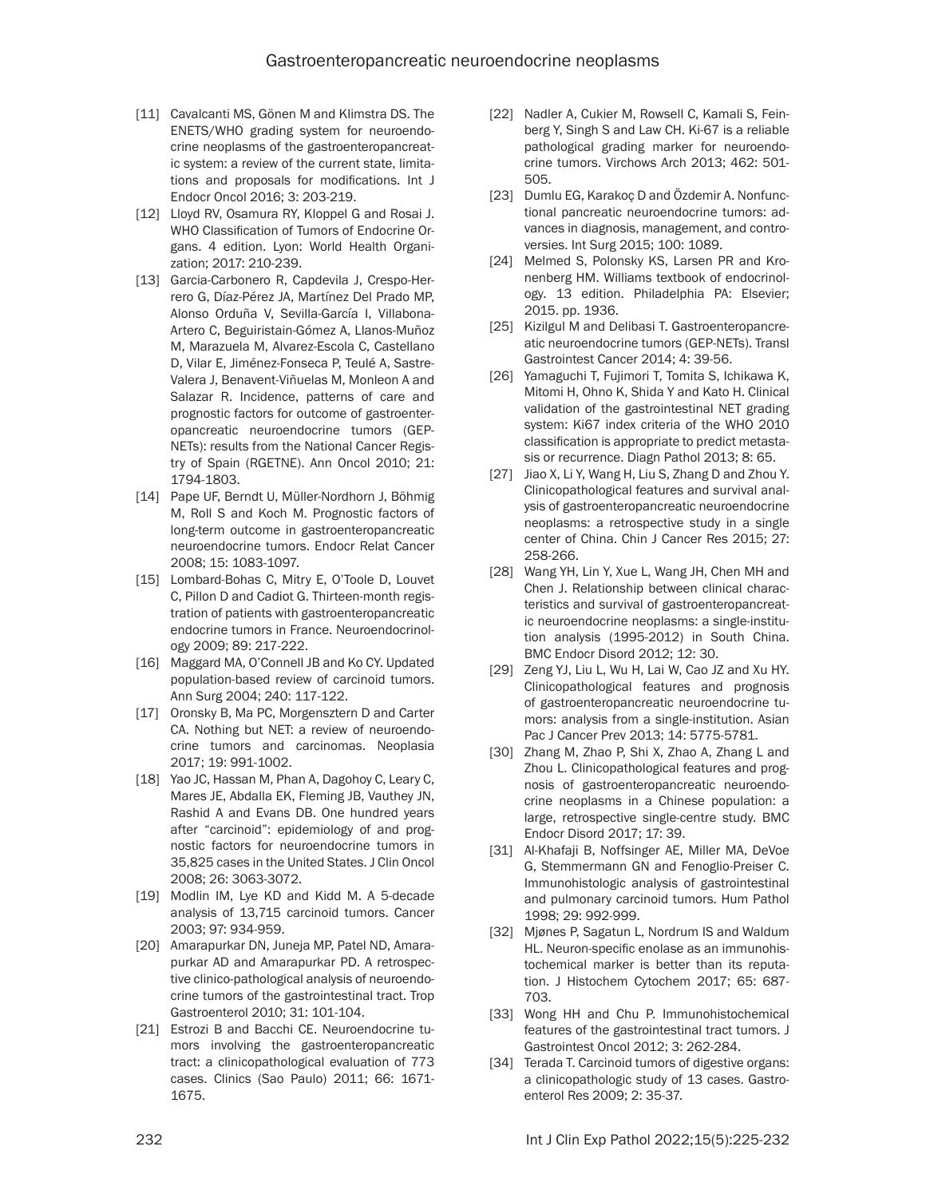[11] Cavalcanti MS, Gönen M and Klimstra DS. The ENETS/WHO grading system for neuroendocrine neoplasms of the gastroenteropancreatic system: a review of the current state, limitations and proposals for modifications. Int J Endocr Oncol 2016; 3: 203-219.

[12] Lloyd RV, Osamura RY, Kloppel G and Rosai J. WHO Classification of Tumors of Endocrine Organs. 4 edition. Lyon: World Health Organization; 2017: 210-239.

[13] Garcia-Carbonero R, Capdevila J, Crespo-Herrero G, Díaz-Pérez JA, Martínez Del Prado MP, Alonso Orduña V, Sevilla-García I, Villabona-Artero C, Beguiristain-Gómez A, Llanos-Muñoz M, Marazuela M, Alvarez-Escola C, Castellano D, Vilar E, Jiménez-Fonseca P, Teulé A, Sastre-Valera J, Benavent-Viñuelas M, Monleon A and Salazar R. Incidence, patterns of care and prognostic factors for outcome of gastroenteropancreatic neuroendocrine tumors (GEP-NETs): results from the National Cancer Registry of Spain (RGETNE). Ann Oncol 2010; 21: 1794-1803.

[14] Pape UF, Berndt U, Müller-Nordhorn J, Böhmig M, Roll S and Koch M. Prognostic factors of long-term outcome in gastroenteropancreatic neuroendocrine tumors. Endocr Relat Cancer 2008; 15: 1083-1097.

[15] Lombard-Bohas C, Mitry E, O'Toole D, Louvet C, Pillon D and Cadiot G. Thirteen-month registration of patients with gastroenteropancreatic endocrine tumors in France. Neuroendocrinology 2009; 89: 217-222.

[16] Maggard MA, O'Connell JB and Ko CY. Updated population-based review of carcinoid tumors. Ann Surg 2004; 240: 117-122.

[17] Oronsky B, Ma PC, Morgensztern D and Carter CA. Nothing but NET: a review of neuroendocrine tumors and carcinomas. Neoplasia 2017; 19: 991-1002.

[18] Yao JC, Hassan M, Phan A, Dagohoy C, Leary C, Mares JE, Abdalla EK, Fleming JB, Vauthey JN, Rashid A and Evans DB. One hundred years after "carcinoid": epidemiology of and prognostic factors for neuroendocrine tumors in 35,825 cases in the United States. J Clin Oncol 2008; 26: 3063-3072.

[19] Modlin IM, Lye KD and Kidd M. A 5-decade analysis of 13,715 carcinoid tumors. Cancer 2003; 97: 934-959.

[20] Amarapurkar DN, Juneja MP, Patel ND, Amarapurkar AD and Amarapurkar PD. A retrospective clinico-pathological analysis of neuroendocrine tumors of the gastrointestinal tract. Trop Gastroenterol 2010; 31: 101-104.

[21] Estrozi B and Bacchi CE. Neuroendocrine tumors involving the gastroenteropancreatic tract: a clinicopathological evaluation of 773 cases. Clinics (Sao Paulo) 2011; 66: 1671-1675.

[22] Nadler A, Cukier M, Rowsell C, Kamali S, Feinberg Y, Singh S and Law CH. Ki-67 is a reliable pathological grading marker for neuroendocrine tumors. Virchows Arch 2013; 462: 501-505.

[23] Dumlu EG, Karakoç D and Özdemir A. Nonfunctional pancreatic neuroendocrine tumors: advances in diagnosis, management, and controversies. Int Surg 2015; 100: 1089.

[24] Melmed S, Polonsky KS, Larsen PR and Kronenberg HM. Williams textbook of endocrinology. 13 edition. Philadelphia PA: Elsevier; 2015. pp. 1936.

[25] Kizilgul M and Delibasi T. Gastroenteropancreatic neuroendocrine tumors (GEP-NETs). Transl Gastrointest Cancer 2014; 4: 39-56.

[26] Yamaguchi T, Fujimori T, Tomita S, Ichikawa K, Mitomi H, Ohno K, Shida Y and Kato H. Clinical validation of the gastrointestinal NET grading system: Ki67 index criteria of the WHO 2010 classification is appropriate to predict metastasis or recurrence. Diagn Pathol 2013; 8: 65.

[27] Jiao X, Li Y, Wang H, Liu S, Zhang D and Zhou Y. Clinicopathological features and survival analysis of gastroenteropancreatic neuroendocrine neoplasms: a retrospective study in a single center of China. Chin J Cancer Res 2015; 27: 258-266.

[28] Wang YH, Lin Y, Xue L, Wang JH, Chen MH and Chen J. Relationship between clinical characteristics and survival of gastroenteropancreatic neuroendocrine neoplasms: a single-institution analysis (1995-2012) in South China. BMC Endocr Disord 2012; 12: 30.

[29] Zeng YJ, Liu L, Wu H, Lai W, Cao JZ and Xu HY. Clinicopathological features and prognosis of gastroenteropancreatic neuroendocrine tumors: analysis from a single-institution. Asian Pac J Cancer Prev 2013; 14: 5775-5781.

[30] Zhang M, Zhao P, Shi X, Zhao A, Zhang L and Zhou L. Clinicopathological features and prognosis of gastroenteropancreatic neuroendocrine neoplasms in a Chinese population: a large, retrospective single-centre study. BMC Endocr Disord 2017; 17: 39.

[31] Al-Khafaji B, Noffsinger AE, Miller MA, DeVoe G, Stemmermann GN and Fenoglio-Preiser C. Immunohistologic analysis of gastrointestinal and pulmonary carcinoid tumors. Hum Pathol 1998; 29: 992-999.

[32] Mjønes P, Sagatun L, Nordrum IS and Waldum HL. Neuron-specific enolase as an immunohistochemical marker is better than its reputation. J Histochem Cytochem 2017; 65: 687-703.

[33] Wong HH and Chu P. Immunohistochemical features of the gastrointestinal tract tumors. J Gastrointest Oncol 2012; 3: 262-284.

[34] Terada T. Carcinoid tumors of digestive organs: a clinicopathologic study of 13 cases. Gastroenterol Res 2009; 2: 35-37.